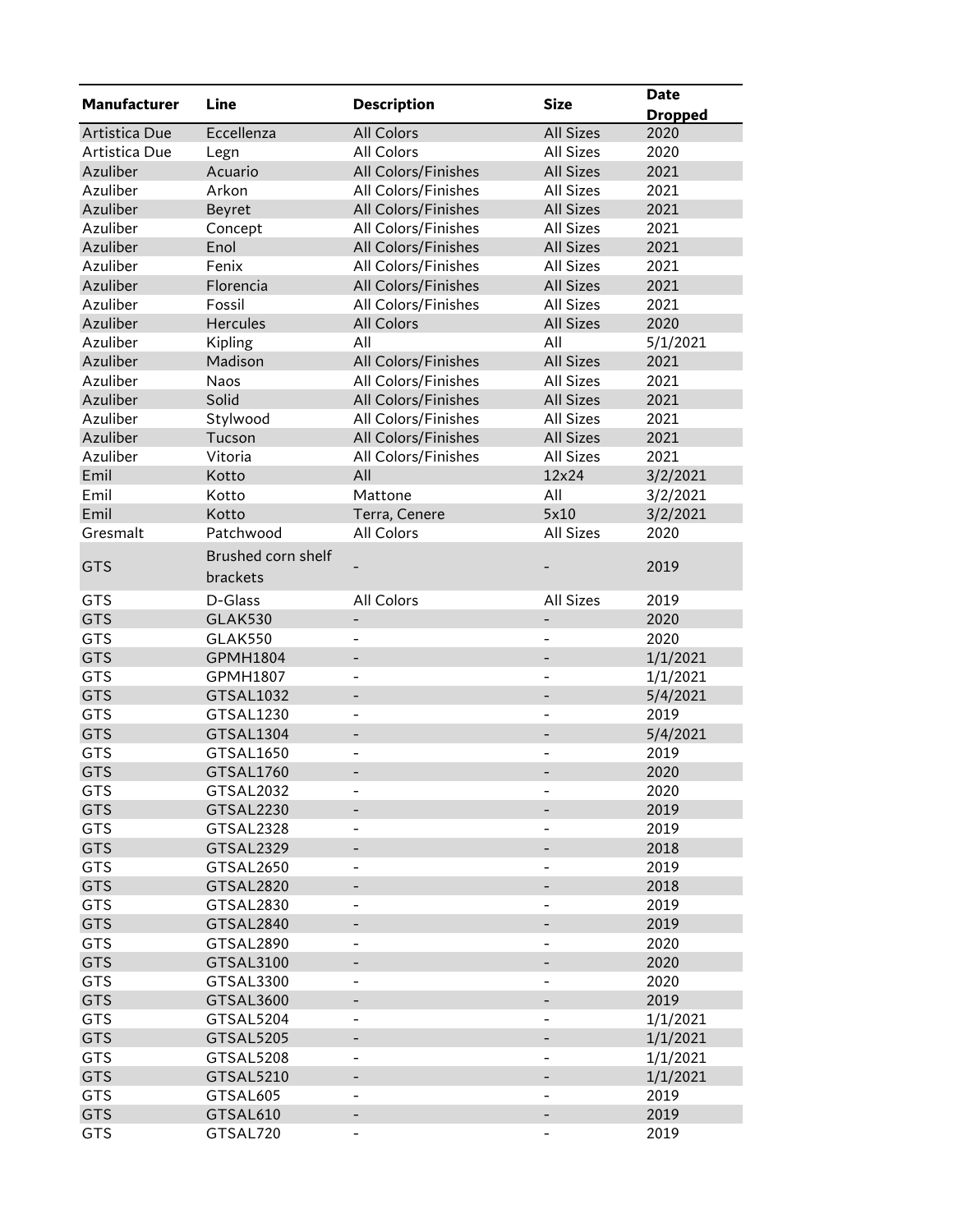| Manufacturer | Line | Description | Size | Date Dropped |
|---|---|---|---|---|
| Artistica Due | Eccellenza | All Colors | All Sizes | 2020 |
| Artistica Due | Legn | All Colors | All Sizes | 2020 |
| Azuliber | Acuario | All Colors/Finishes | All Sizes | 2021 |
| Azuliber | Arkon | All Colors/Finishes | All Sizes | 2021 |
| Azuliber | Beyret | All Colors/Finishes | All Sizes | 2021 |
| Azuliber | Concept | All Colors/Finishes | All Sizes | 2021 |
| Azuliber | Enol | All Colors/Finishes | All Sizes | 2021 |
| Azuliber | Fenix | All Colors/Finishes | All Sizes | 2021 |
| Azuliber | Florencia | All Colors/Finishes | All Sizes | 2021 |
| Azuliber | Fossil | All Colors/Finishes | All Sizes | 2021 |
| Azuliber | Hercules | All Colors | All Sizes | 2020 |
| Azuliber | Kipling | All | All | 5/1/2021 |
| Azuliber | Madison | All Colors/Finishes | All Sizes | 2021 |
| Azuliber | Naos | All Colors/Finishes | All Sizes | 2021 |
| Azuliber | Solid | All Colors/Finishes | All Sizes | 2021 |
| Azuliber | Stylwood | All Colors/Finishes | All Sizes | 2021 |
| Azuliber | Tucson | All Colors/Finishes | All Sizes | 2021 |
| Azuliber | Vitoria | All Colors/Finishes | All Sizes | 2021 |
| Emil | Kotto | All | 12x24 | 3/2/2021 |
| Emil | Kotto | Mattone | All | 3/2/2021 |
| Emil | Kotto | Terra, Cenere | 5x10 | 3/2/2021 |
| Gresmalt | Patchwood | All Colors | All Sizes | 2020 |
| GTS | Brushed corn shelf brackets | - | - | 2019 |
| GTS | D-Glass | All Colors | All Sizes | 2019 |
| GTS | GLAK530 | - | - | 2020 |
| GTS | GLAK550 | - | - | 2020 |
| GTS | GPMH1804 | - | - | 1/1/2021 |
| GTS | GPMH1807 | - | - | 1/1/2021 |
| GTS | GTSAL1032 | - | - | 5/4/2021 |
| GTS | GTSAL1230 | - | - | 2019 |
| GTS | GTSAL1304 | - | - | 5/4/2021 |
| GTS | GTSAL1650 | - | - | 2019 |
| GTS | GTSAL1760 | - | - | 2020 |
| GTS | GTSAL2032 | - | - | 2020 |
| GTS | GTSAL2230 | - | - | 2019 |
| GTS | GTSAL2328 | - | - | 2019 |
| GTS | GTSAL2329 | - | - | 2018 |
| GTS | GTSAL2650 | - | - | 2019 |
| GTS | GTSAL2820 | - | - | 2018 |
| GTS | GTSAL2830 | - | - | 2019 |
| GTS | GTSAL2840 | - | - | 2019 |
| GTS | GTSAL2890 | - | - | 2020 |
| GTS | GTSAL3100 | - | - | 2020 |
| GTS | GTSAL3300 | - | - | 2020 |
| GTS | GTSAL3600 | - | - | 2019 |
| GTS | GTSAL5204 | - | - | 1/1/2021 |
| GTS | GTSAL5205 | - | - | 1/1/2021 |
| GTS | GTSAL5208 | - | - | 1/1/2021 |
| GTS | GTSAL5210 | - | - | 1/1/2021 |
| GTS | GTSAL605 | - | - | 2019 |
| GTS | GTSAL610 | - | - | 2019 |
| GTS | GTSAL720 | - | - | 2019 |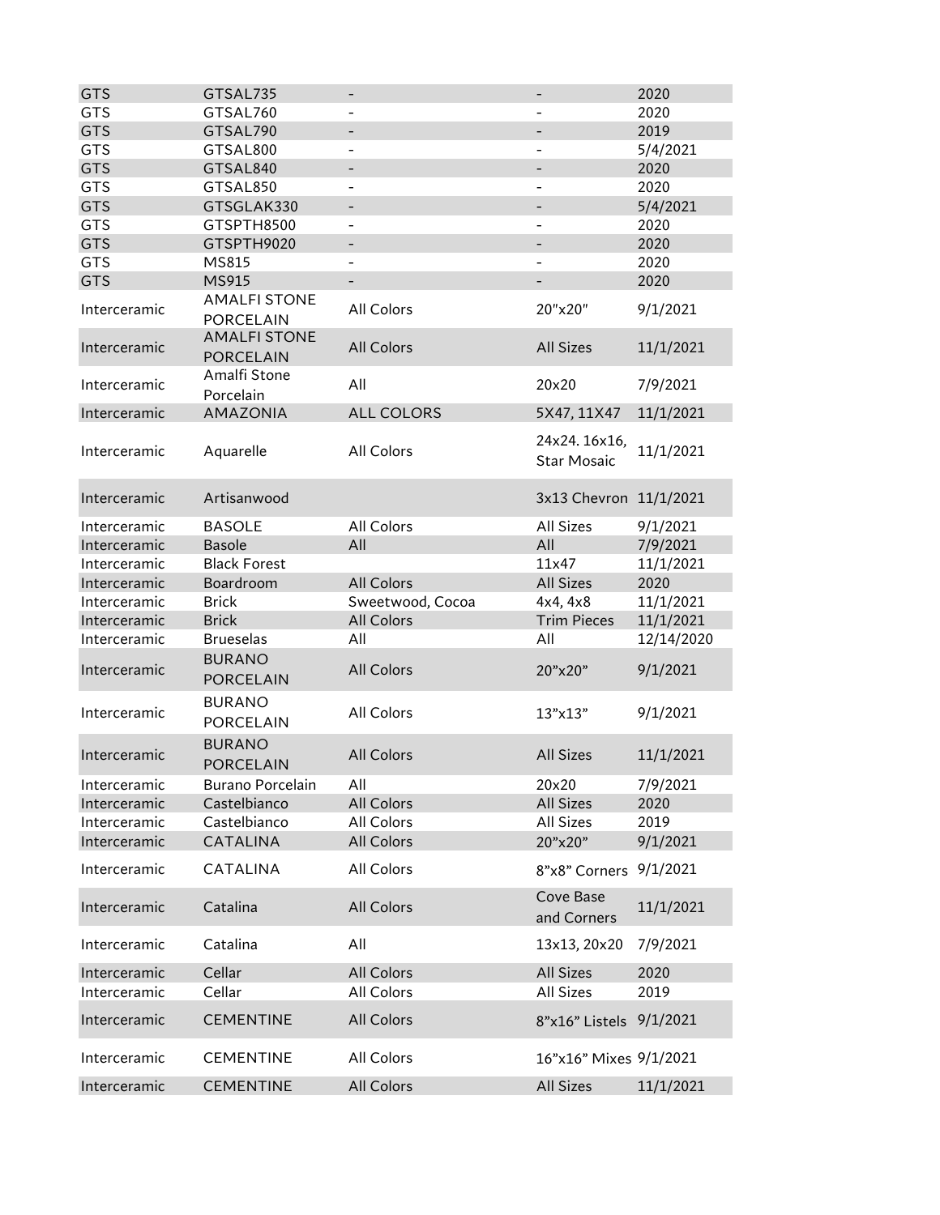| | | | | |
|---|---|---|---|---|
| GTS | GTSAL735 | - | - | 2020 |
| GTS | GTSAL760 | - | - | 2020 |
| GTS | GTSAL790 | - | - | 2019 |
| GTS | GTSAL800 | - | - | 5/4/2021 |
| GTS | GTSAL840 | - | - | 2020 |
| GTS | GTSAL850 | - | - | 2020 |
| GTS | GTSGLAK330 | - | - | 5/4/2021 |
| GTS | GTSPTH8500 | - | - | 2020 |
| GTS | GTSPTH9020 | - | - | 2020 |
| GTS | MS815 | - | - | 2020 |
| GTS | MS915 | - | - | 2020 |
| Interceramic | AMALFI STONE PORCELAIN | All Colors | 20"x20" | 9/1/2021 |
| Interceramic | AMALFI STONE PORCELAIN | All Colors | All Sizes | 11/1/2021 |
| Interceramic | Amalfi Stone Porcelain | All | 20x20 | 7/9/2021 |
| Interceramic | AMAZONIA | ALL COLORS | 5X47, 11X47 | 11/1/2021 |
| Interceramic | Aquarelle | All Colors | 24x24. 16x16, Star Mosaic | 11/1/2021 |
| Interceramic | Artisanwood | | 3x13 Chevron | 11/1/2021 |
| Interceramic | BASOLE | All Colors | All Sizes | 9/1/2021 |
| Interceramic | Basole | All | All | 7/9/2021 |
| Interceramic | Black Forest | | 11x47 | 11/1/2021 |
| Interceramic | Boardroom | All Colors | All Sizes | 2020 |
| Interceramic | Brick | Sweetwood, Cocoa | 4x4, 4x8 | 11/1/2021 |
| Interceramic | Brick | All Colors | Trim Pieces | 11/1/2021 |
| Interceramic | Brueselas | All | All | 12/14/2020 |
| Interceramic | BURANO PORCELAIN | All Colors | 20"x20" | 9/1/2021 |
| Interceramic | BURANO PORCELAIN | All Colors | 13"x13" | 9/1/2021 |
| Interceramic | BURANO PORCELAIN | All Colors | All Sizes | 11/1/2021 |
| Interceramic | Burano Porcelain | All | 20x20 | 7/9/2021 |
| Interceramic | Castelbianco | All Colors | All Sizes | 2020 |
| Interceramic | Castelbianco | All Colors | All Sizes | 2019 |
| Interceramic | CATALINA | All Colors | 20"x20" | 9/1/2021 |
| Interceramic | CATALINA | All Colors | 8"x8" Corners | 9/1/2021 |
| Interceramic | Catalina | All Colors | Cove Base and Corners | 11/1/2021 |
| Interceramic | Catalina | All | 13x13, 20x20 | 7/9/2021 |
| Interceramic | Cellar | All Colors | All Sizes | 2020 |
| Interceramic | Cellar | All Colors | All Sizes | 2019 |
| Interceramic | CEMENTINE | All Colors | 8"x16" Listels | 9/1/2021 |
| Interceramic | CEMENTINE | All Colors | 16"x16" Mixes | 9/1/2021 |
| Interceramic | CEMENTINE | All Colors | All Sizes | 11/1/2021 |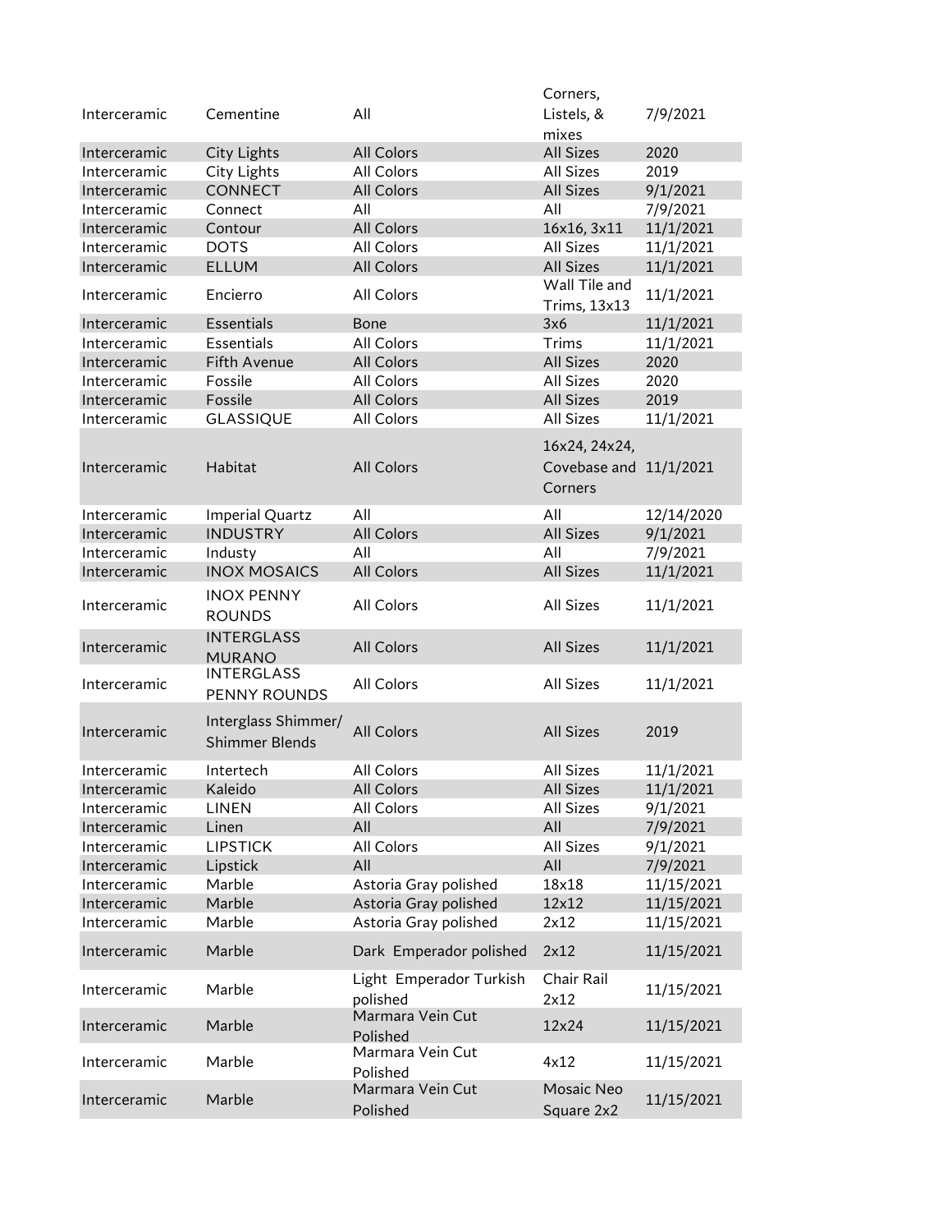| | | | | |
|---|---|---|---|---|
| Interceramic | Cementine | All | Corners, Listels, & mixes | 7/9/2021 |
| Interceramic | City Lights | All Colors | All Sizes | 2020 |
| Interceramic | City Lights | All Colors | All Sizes | 2019 |
| Interceramic | CONNECT | All Colors | All Sizes | 9/1/2021 |
| Interceramic | Connect | All | All | 7/9/2021 |
| Interceramic | Contour | All Colors | 16x16, 3x11 | 11/1/2021 |
| Interceramic | DOTS | All Colors | All Sizes | 11/1/2021 |
| Interceramic | ELLUM | All Colors | All Sizes | 11/1/2021 |
| Interceramic | Encierro | All Colors | Wall Tile and Trims, 13x13 | 11/1/2021 |
| Interceramic | Essentials | Bone | 3x6 | 11/1/2021 |
| Interceramic | Essentials | All Colors | Trims | 11/1/2021 |
| Interceramic | Fifth Avenue | All Colors | All Sizes | 2020 |
| Interceramic | Fossile | All Colors | All Sizes | 2020 |
| Interceramic | Fossile | All Colors | All Sizes | 2019 |
| Interceramic | GLASSIQUE | All Colors | All Sizes | 11/1/2021 |
| Interceramic | Habitat | All Colors | 16x24, 24x24, Covebase and Corners | 11/1/2021 |
| Interceramic | Imperial Quartz | All | All | 12/14/2020 |
| Interceramic | INDUSTRY | All Colors | All Sizes | 9/1/2021 |
| Interceramic | Industy | All | All | 7/9/2021 |
| Interceramic | INOX MOSAICS | All Colors | All Sizes | 11/1/2021 |
| Interceramic | INOX PENNY ROUNDS | All Colors | All Sizes | 11/1/2021 |
| Interceramic | INTERGLASS MURANO | All Colors | All Sizes | 11/1/2021 |
| Interceramic | INTERGLASS PENNY ROUNDS | All Colors | All Sizes | 11/1/2021 |
| Interceramic | Interglass Shimmer/ Shimmer Blends | All Colors | All Sizes | 2019 |
| Interceramic | Intertech | All Colors | All Sizes | 11/1/2021 |
| Interceramic | Kaleido | All Colors | All Sizes | 11/1/2021 |
| Interceramic | LINEN | All Colors | All Sizes | 9/1/2021 |
| Interceramic | Linen | All | All | 7/9/2021 |
| Interceramic | LIPSTICK | All Colors | All Sizes | 9/1/2021 |
| Interceramic | Lipstick | All | All | 7/9/2021 |
| Interceramic | Marble | Astoria Gray polished | 18x18 | 11/15/2021 |
| Interceramic | Marble | Astoria Gray polished | 12x12 | 11/15/2021 |
| Interceramic | Marble | Astoria Gray polished | 2x12 | 11/15/2021 |
| Interceramic | Marble | Dark Emperador polished | 2x12 | 11/15/2021 |
| Interceramic | Marble | Light Emperador Turkish polished | Chair Rail 2x12 | 11/15/2021 |
| Interceramic | Marble | Marmara Vein Cut Polished | 12x24 | 11/15/2021 |
| Interceramic | Marble | Marmara Vein Cut Polished | 4x12 | 11/15/2021 |
| Interceramic | Marble | Marmara Vein Cut Polished | Mosaic Neo Square 2x2 | 11/15/2021 |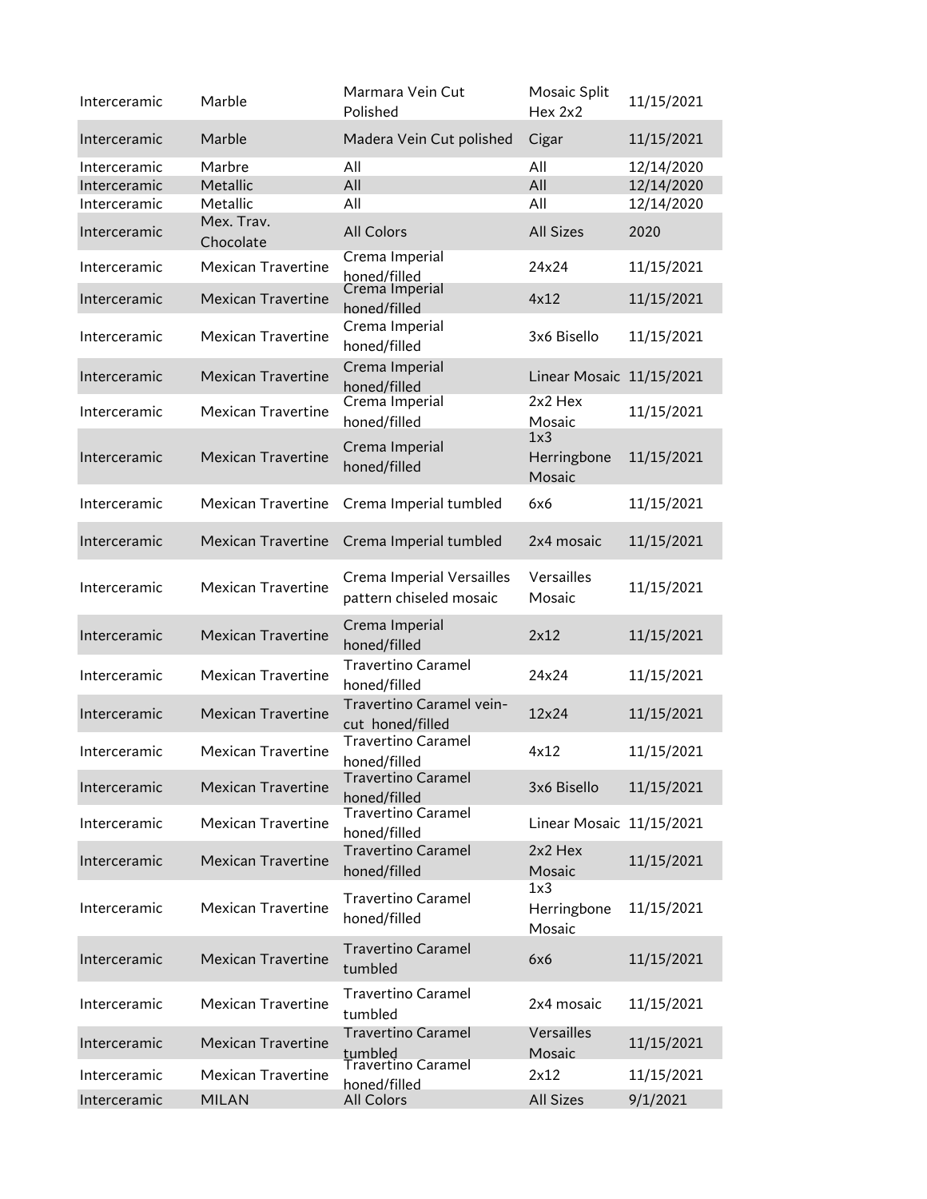| | | | | |
|---|---|---|---|---|
| Interceramic | Marble | Marmara Vein Cut Polished | Mosaic Split Hex 2x2 | 11/15/2021 |
| Interceramic | Marble | Madera Vein Cut polished | Cigar | 11/15/2021 |
| Interceramic | Marbre | All | All | 12/14/2020 |
| Interceramic | Metallic | All | All | 12/14/2020 |
| Interceramic | Metallic | All | All | 12/14/2020 |
| Interceramic | Mex. Trav. Chocolate | All Colors | All Sizes | 2020 |
| Interceramic | Mexican Travertine | Crema Imperial honed/filled | 24x24 | 11/15/2021 |
| Interceramic | Mexican Travertine | Crema Imperial honed/filled | 4x12 | 11/15/2021 |
| Interceramic | Mexican Travertine | Crema Imperial honed/filled | 3x6 Bisello | 11/15/2021 |
| Interceramic | Mexican Travertine | Crema Imperial honed/filled | Linear Mosaic | 11/15/2021 |
| Interceramic | Mexican Travertine | Crema Imperial honed/filled | 2x2 Hex Mosaic | 11/15/2021 |
| Interceramic | Mexican Travertine | Crema Imperial honed/filled | 1x3 Herringbone Mosaic | 11/15/2021 |
| Interceramic | Mexican Travertine | Crema Imperial tumbled | 6x6 | 11/15/2021 |
| Interceramic | Mexican Travertine | Crema Imperial tumbled | 2x4 mosaic | 11/15/2021 |
| Interceramic | Mexican Travertine | Crema Imperial Versailles pattern chiseled mosaic | Versailles Mosaic | 11/15/2021 |
| Interceramic | Mexican Travertine | Crema Imperial honed/filled | 2x12 | 11/15/2021 |
| Interceramic | Mexican Travertine | Travertino Caramel honed/filled | 24x24 | 11/15/2021 |
| Interceramic | Mexican Travertine | Travertino Caramel vein-cut honed/filled | 12x24 | 11/15/2021 |
| Interceramic | Mexican Travertine | Travertino Caramel honed/filled | 4x12 | 11/15/2021 |
| Interceramic | Mexican Travertine | Travertino Caramel honed/filled | 3x6 Bisello | 11/15/2021 |
| Interceramic | Mexican Travertine | Travertino Caramel honed/filled | Linear Mosaic | 11/15/2021 |
| Interceramic | Mexican Travertine | Travertino Caramel honed/filled | 2x2 Hex Mosaic | 11/15/2021 |
| Interceramic | Mexican Travertine | Travertino Caramel honed/filled | 1x3 Herringbone Mosaic | 11/15/2021 |
| Interceramic | Mexican Travertine | Travertino Caramel tumbled | 6x6 | 11/15/2021 |
| Interceramic | Mexican Travertine | Travertino Caramel tumbled | 2x4 mosaic | 11/15/2021 |
| Interceramic | Mexican Travertine | Travertino Caramel tumbled | Versailles Mosaic | 11/15/2021 |
| Interceramic | Mexican Travertine | Travertino Caramel honed/filled | 2x12 | 11/15/2021 |
| Interceramic | MILAN | All Colors | All Sizes | 9/1/2021 |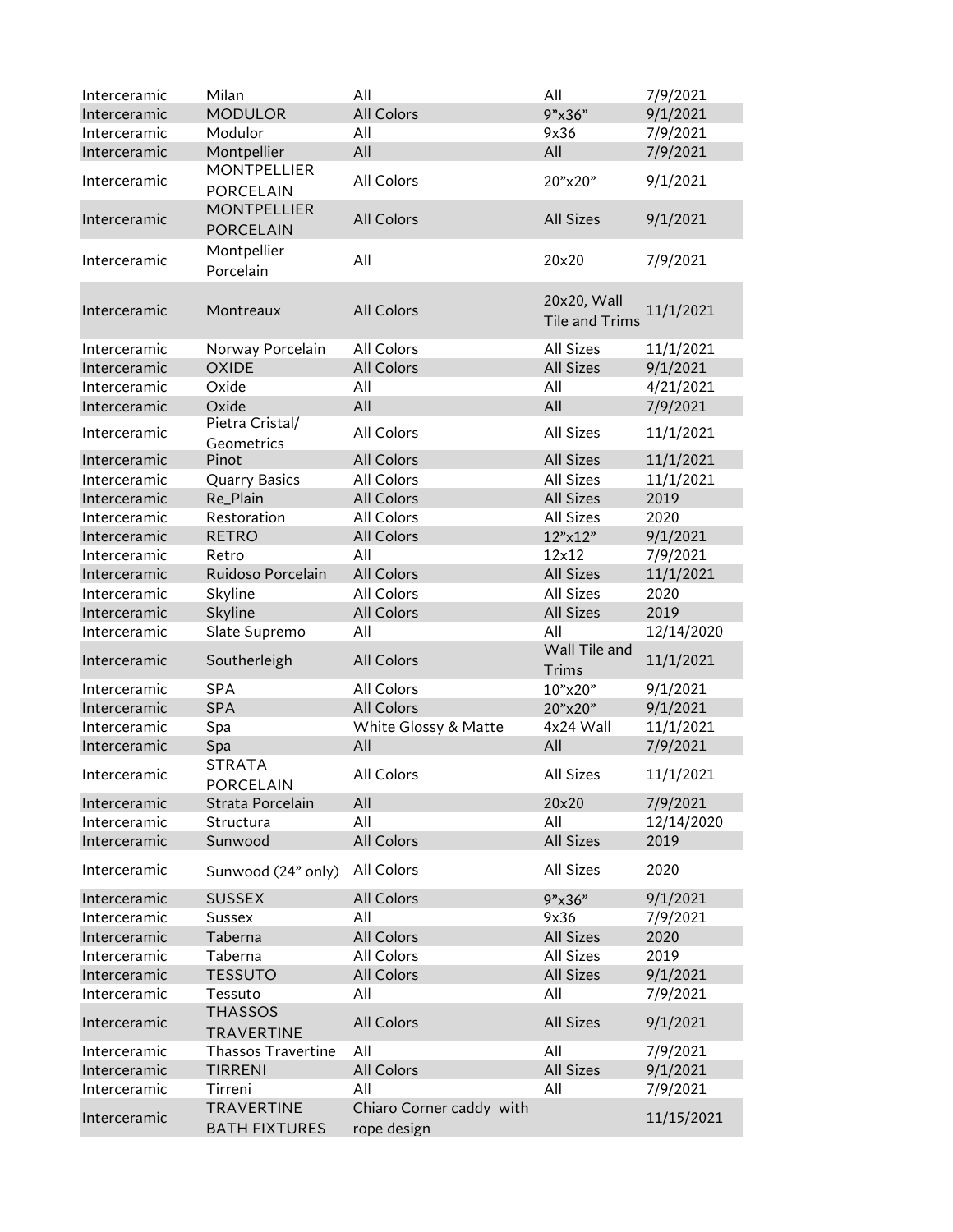| | | | | |
|---|---|---|---|---|
| Interceramic | Milan | All | All | 7/9/2021 |
| Interceramic | MODULOR | All Colors | 9"x36" | 9/1/2021 |
| Interceramic | Modulor | All | 9x36 | 7/9/2021 |
| Interceramic | Montpellier | All | All | 7/9/2021 |
| Interceramic | MONTPELLIER PORCELAIN | All Colors | 20"x20" | 9/1/2021 |
| Interceramic | MONTPELLIER PORCELAIN | All Colors | All Sizes | 9/1/2021 |
| Interceramic | Montpellier Porcelain | All | 20x20 | 7/9/2021 |
| Interceramic | Montreaux | All Colors | 20x20, Wall Tile and Trims | 11/1/2021 |
| Interceramic | Norway Porcelain | All Colors | All Sizes | 11/1/2021 |
| Interceramic | OXIDE | All Colors | All Sizes | 9/1/2021 |
| Interceramic | Oxide | All | All | 4/21/2021 |
| Interceramic | Oxide | All | All | 7/9/2021 |
| Interceramic | Pietra Cristal/ Geometrics | All Colors | All Sizes | 11/1/2021 |
| Interceramic | Pinot | All Colors | All Sizes | 11/1/2021 |
| Interceramic | Quarry Basics | All Colors | All Sizes | 11/1/2021 |
| Interceramic | Re_Plain | All Colors | All Sizes | 2019 |
| Interceramic | Restoration | All Colors | All Sizes | 2020 |
| Interceramic | RETRO | All Colors | 12"x12" | 9/1/2021 |
| Interceramic | Retro | All | 12x12 | 7/9/2021 |
| Interceramic | Ruidoso Porcelain | All Colors | All Sizes | 11/1/2021 |
| Interceramic | Skyline | All Colors | All Sizes | 2020 |
| Interceramic | Skyline | All Colors | All Sizes | 2019 |
| Interceramic | Slate Supremo | All | All | 12/14/2020 |
| Interceramic | Southerleigh | All Colors | Wall Tile and Trims | 11/1/2021 |
| Interceramic | SPA | All Colors | 10"x20" | 9/1/2021 |
| Interceramic | SPA | All Colors | 20"x20" | 9/1/2021 |
| Interceramic | Spa | White Glossy & Matte | 4x24 Wall | 11/1/2021 |
| Interceramic | Spa | All | All | 7/9/2021 |
| Interceramic | STRATA PORCELAIN | All Colors | All Sizes | 11/1/2021 |
| Interceramic | Strata Porcelain | All | 20x20 | 7/9/2021 |
| Interceramic | Structura | All | All | 12/14/2020 |
| Interceramic | Sunwood | All Colors | All Sizes | 2019 |
| Interceramic | Sunwood (24" only) | All Colors | All Sizes | 2020 |
| Interceramic | SUSSEX | All Colors | 9"x36" | 9/1/2021 |
| Interceramic | Sussex | All | 9x36 | 7/9/2021 |
| Interceramic | Taberna | All Colors | All Sizes | 2020 |
| Interceramic | Taberna | All Colors | All Sizes | 2019 |
| Interceramic | TESSUTO | All Colors | All Sizes | 9/1/2021 |
| Interceramic | Tessuto | All | All | 7/9/2021 |
| Interceramic | THASSOS TRAVERTINE | All Colors | All Sizes | 9/1/2021 |
| Interceramic | Thassos Travertine | All | All | 7/9/2021 |
| Interceramic | TIRRENI | All Colors | All Sizes | 9/1/2021 |
| Interceramic | Tirreni | All | All | 7/9/2021 |
| Interceramic | TRAVERTINE BATH FIXTURES | Chiaro Corner caddy with rope design | | 11/15/2021 |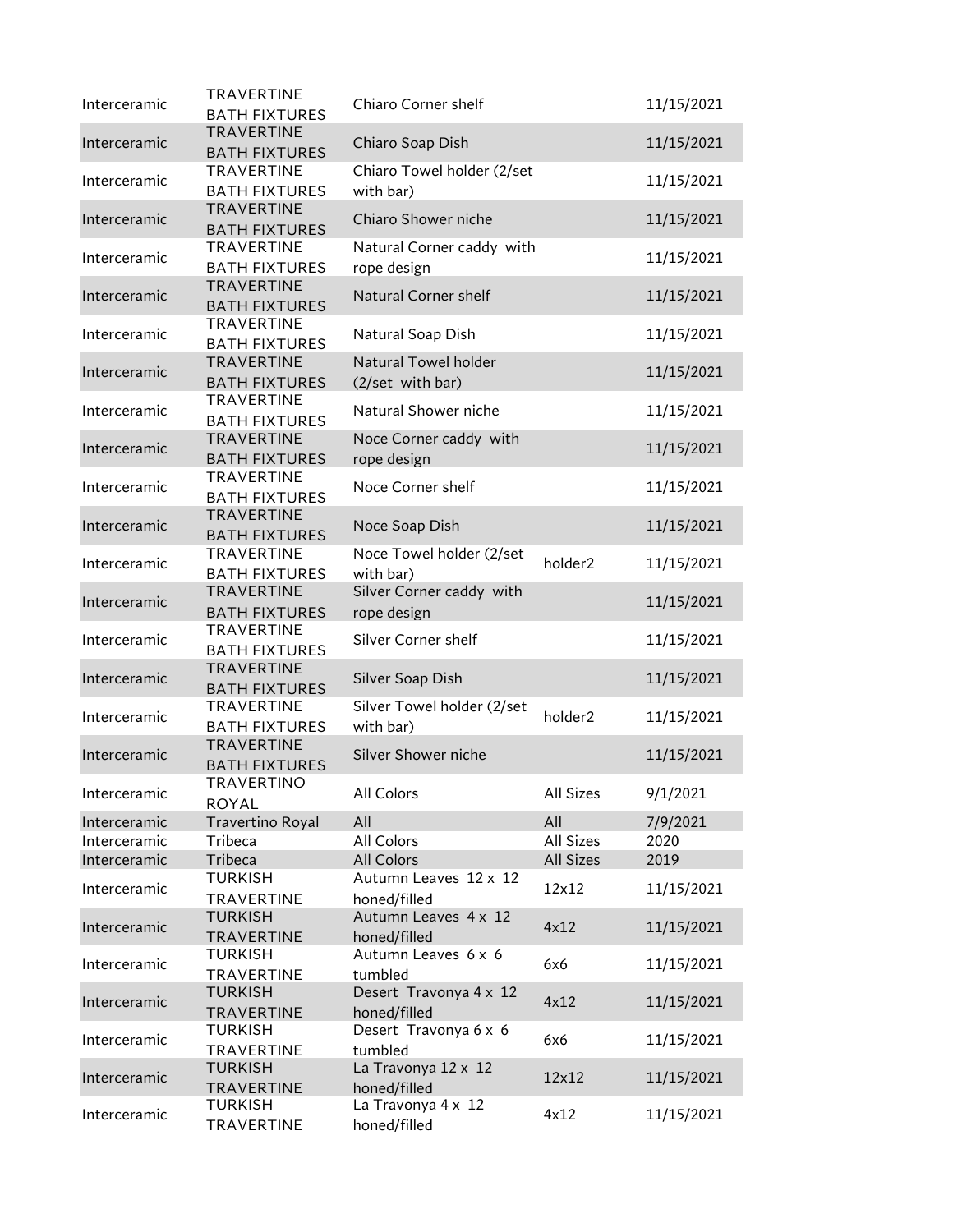| | | | | |
|---|---|---|---|---|
| Interceramic | TRAVERTINE BATH FIXTURES | Chiaro Corner shelf | | 11/15/2021 |
| Interceramic | TRAVERTINE BATH FIXTURES | Chiaro Soap Dish | | 11/15/2021 |
| Interceramic | TRAVERTINE BATH FIXTURES | Chiaro Towel holder (2/set with bar) | | 11/15/2021 |
| Interceramic | TRAVERTINE BATH FIXTURES | Chiaro Shower niche | | 11/15/2021 |
| Interceramic | TRAVERTINE BATH FIXTURES | Natural Corner caddy with rope design | | 11/15/2021 |
| Interceramic | TRAVERTINE BATH FIXTURES | Natural Corner shelf | | 11/15/2021 |
| Interceramic | TRAVERTINE BATH FIXTURES | Natural Soap Dish | | 11/15/2021 |
| Interceramic | TRAVERTINE BATH FIXTURES | Natural Towel holder (2/set with bar) | | 11/15/2021 |
| Interceramic | TRAVERTINE BATH FIXTURES | Natural Shower niche | | 11/15/2021 |
| Interceramic | TRAVERTINE BATH FIXTURES | Noce Corner caddy with rope design | | 11/15/2021 |
| Interceramic | TRAVERTINE BATH FIXTURES | Noce Corner shelf | | 11/15/2021 |
| Interceramic | TRAVERTINE BATH FIXTURES | Noce Soap Dish | | 11/15/2021 |
| Interceramic | TRAVERTINE BATH FIXTURES | Noce Towel holder (2/set with bar) | holder2 | 11/15/2021 |
| Interceramic | TRAVERTINE BATH FIXTURES | Silver Corner caddy with rope design | | 11/15/2021 |
| Interceramic | TRAVERTINE BATH FIXTURES | Silver Corner shelf | | 11/15/2021 |
| Interceramic | TRAVERTINE BATH FIXTURES | Silver Soap Dish | | 11/15/2021 |
| Interceramic | TRAVERTINE BATH FIXTURES | Silver Towel holder (2/set with bar) | holder2 | 11/15/2021 |
| Interceramic | TRAVERTINE BATH FIXTURES | Silver Shower niche | | 11/15/2021 |
| Interceramic | TRAVERTINO ROYAL | All Colors | All Sizes | 9/1/2021 |
| Interceramic | Travertino Royal | All | All | 7/9/2021 |
| Interceramic | Tribeca | All Colors | All Sizes | 2020 |
| Interceramic | Tribeca | All Colors | All Sizes | 2019 |
| Interceramic | TURKISH TRAVERTINE | Autumn Leaves 12 x 12 honed/filled | 12x12 | 11/15/2021 |
| Interceramic | TURKISH TRAVERTINE | Autumn Leaves 4 x 12 honed/filled | 4x12 | 11/15/2021 |
| Interceramic | TURKISH TRAVERTINE | Autumn Leaves 6 x 6 tumbled | 6x6 | 11/15/2021 |
| Interceramic | TURKISH TRAVERTINE | Desert Travonya 4 x 12 honed/filled | 4x12 | 11/15/2021 |
| Interceramic | TURKISH TRAVERTINE | Desert Travonya 6 x 6 tumbled | 6x6 | 11/15/2021 |
| Interceramic | TURKISH TRAVERTINE | La Travonya 12 x 12 honed/filled | 12x12 | 11/15/2021 |
| Interceramic | TURKISH TRAVERTINE | La Travonya 4 x 12 honed/filled | 4x12 | 11/15/2021 |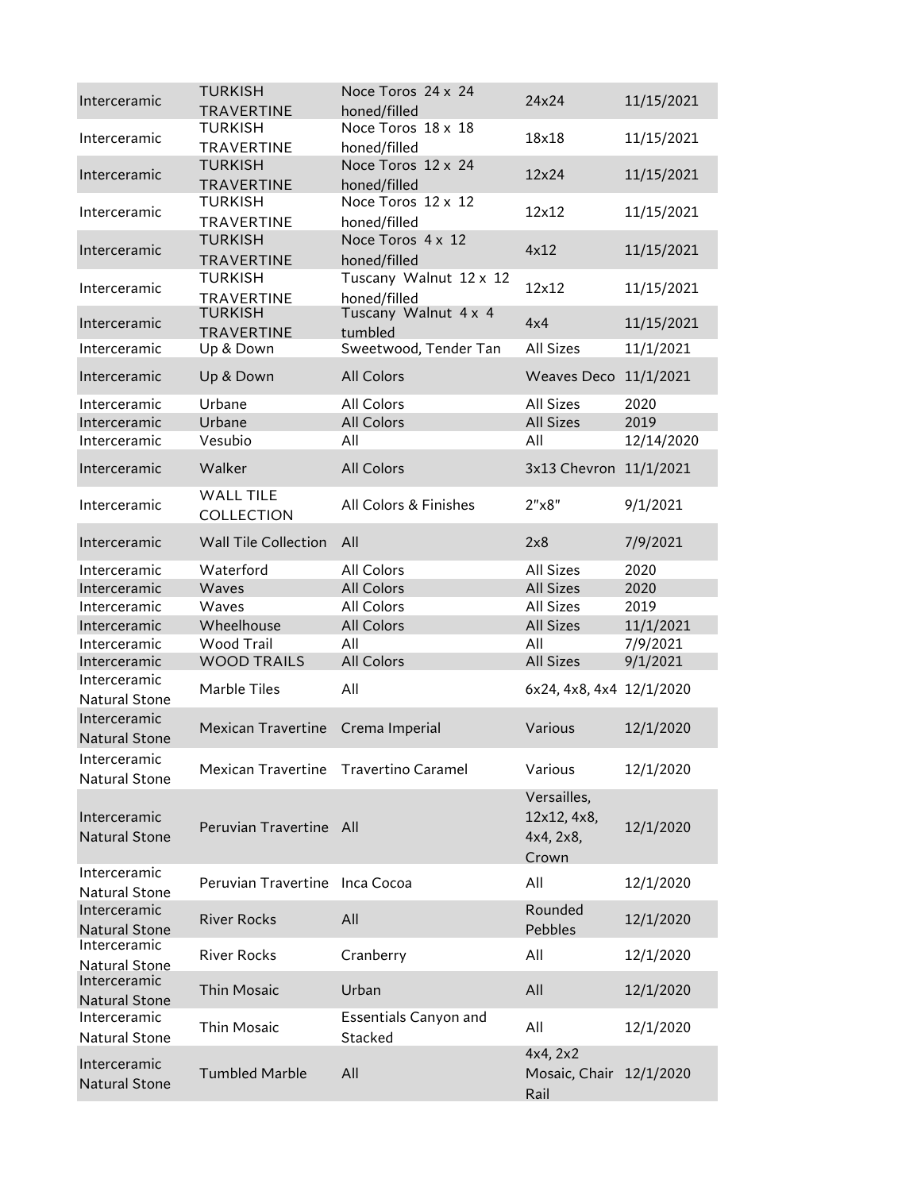| | | | | |
|---|---|---|---|---|
| Interceramic | TURKISH TRAVERTINE | Noce Toros 24 x 24 honed/filled | 24x24 | 11/15/2021 |
| Interceramic | TURKISH TRAVERTINE | Noce Toros 18 x 18 honed/filled | 18x18 | 11/15/2021 |
| Interceramic | TURKISH TRAVERTINE | Noce Toros 12 x 24 honed/filled | 12x24 | 11/15/2021 |
| Interceramic | TURKISH TRAVERTINE | Noce Toros 12 x 12 honed/filled | 12x12 | 11/15/2021 |
| Interceramic | TURKISH TRAVERTINE | Noce Toros 4 x 12 honed/filled | 4x12 | 11/15/2021 |
| Interceramic | TURKISH TRAVERTINE | Tuscany Walnut 12 x 12 honed/filled | 12x12 | 11/15/2021 |
| Interceramic | TURKISH TRAVERTINE | Tuscany Walnut 4 x 4 tumbled | 4x4 | 11/15/2021 |
| Interceramic | Up & Down | Sweetwood, Tender Tan | All Sizes | 11/1/2021 |
| Interceramic | Up & Down | All Colors | Weaves Deco | 11/1/2021 |
| Interceramic | Urbane | All Colors | All Sizes | 2020 |
| Interceramic | Urbane | All Colors | All Sizes | 2019 |
| Interceramic | Vesubio | All | All | 12/14/2020 |
| Interceramic | Walker | All Colors | 3x13 Chevron | 11/1/2021 |
| Interceramic | WALL TILE COLLECTION | All Colors & Finishes | 2"x8" | 9/1/2021 |
| Interceramic | Wall Tile Collection | All | 2x8 | 7/9/2021 |
| Interceramic | Waterford | All Colors | All Sizes | 2020 |
| Interceramic | Waves | All Colors | All Sizes | 2020 |
| Interceramic | Waves | All Colors | All Sizes | 2019 |
| Interceramic | Wheelhouse | All Colors | All Sizes | 11/1/2021 |
| Interceramic | Wood Trail | All | All | 7/9/2021 |
| Interceramic | WOOD TRAILS | All Colors | All Sizes | 9/1/2021 |
| Interceramic Natural Stone | Marble Tiles | All | 6x24, 4x8, 4x4 | 12/1/2020 |
| Interceramic Natural Stone | Mexican Travertine | Crema Imperial | Various | 12/1/2020 |
| Interceramic Natural Stone | Mexican Travertine | Travertino Caramel | Various | 12/1/2020 |
| Interceramic Natural Stone | Peruvian Travertine | All | Versailles, 12x12, 4x8, 4x4, 2x8, Crown | 12/1/2020 |
| Interceramic Natural Stone | Peruvian Travertine | Inca Cocoa | All | 12/1/2020 |
| Interceramic Natural Stone | River Rocks | All | Rounded Pebbles | 12/1/2020 |
| Interceramic Natural Stone | River Rocks | Cranberry | All | 12/1/2020 |
| Interceramic Natural Stone | Thin Mosaic | Urban | All | 12/1/2020 |
| Interceramic Natural Stone | Thin Mosaic | Essentials Canyon and Stacked | All | 12/1/2020 |
| Interceramic Natural Stone | Tumbled Marble | All | 4x4, 2x2 Mosaic, Chair Rail | 12/1/2020 |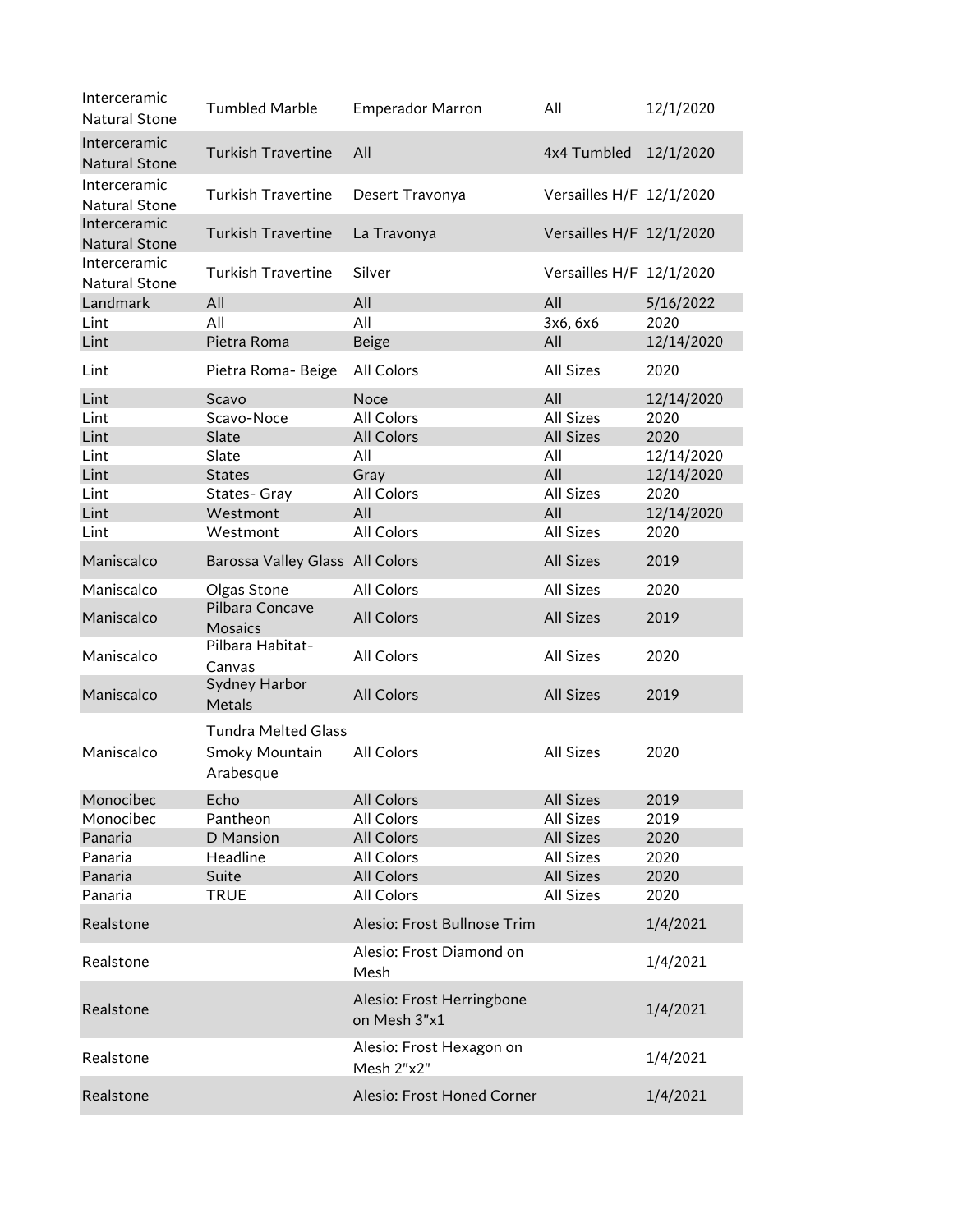| | | | | |
|---|---|---|---|---|
| Interceramic Natural Stone | Tumbled Marble | Emperador Marron | All | 12/1/2020 |
| Interceramic Natural Stone | Turkish Travertine | All | 4x4 Tumbled | 12/1/2020 |
| Interceramic Natural Stone | Turkish Travertine | Desert Travonya | Versailles H/F | 12/1/2020 |
| Interceramic Natural Stone | Turkish Travertine | La Travonya | Versailles H/F | 12/1/2020 |
| Interceramic Natural Stone | Turkish Travertine | Silver | Versailles H/F | 12/1/2020 |
| Landmark | All | All | All | 5/16/2022 |
| Lint | All | All | 3x6, 6x6 | 2020 |
| Lint | Pietra Roma | Beige | All | 12/14/2020 |
| Lint | Pietra Roma- Beige | All Colors | All Sizes | 2020 |
| Lint | Scavo | Noce | All | 12/14/2020 |
| Lint | Scavo-Noce | All Colors | All Sizes | 2020 |
| Lint | Slate | All Colors | All Sizes | 2020 |
| Lint | Slate | All | All | 12/14/2020 |
| Lint | States | Gray | All | 12/14/2020 |
| Lint | States- Gray | All Colors | All Sizes | 2020 |
| Lint | Westmont | All | All | 12/14/2020 |
| Lint | Westmont | All Colors | All Sizes | 2020 |
| Maniscalco | Barossa Valley Glass | All Colors | All Sizes | 2019 |
| Maniscalco | Olgas Stone | All Colors | All Sizes | 2020 |
| Maniscalco | Pilbara Concave Mosaics | All Colors | All Sizes | 2019 |
| Maniscalco | Pilbara Habitat- Canvas | All Colors | All Sizes | 2020 |
| Maniscalco | Sydney Harbor Metals | All Colors | All Sizes | 2019 |
| Maniscalco | Tundra Melted Glass Smoky Mountain Arabesque | All Colors | All Sizes | 2020 |
| Monocibec | Echo | All Colors | All Sizes | 2019 |
| Monocibec | Pantheon | All Colors | All Sizes | 2019 |
| Panaria | D Mansion | All Colors | All Sizes | 2020 |
| Panaria | Headline | All Colors | All Sizes | 2020 |
| Panaria | Suite | All Colors | All Sizes | 2020 |
| Panaria | TRUE | All Colors | All Sizes | 2020 |
| Realstone | | Alesio: Frost Bullnose Trim | | 1/4/2021 |
| Realstone | | Alesio: Frost Diamond on Mesh | | 1/4/2021 |
| Realstone | | Alesio: Frost Herringbone on Mesh 3"x1 | | 1/4/2021 |
| Realstone | | Alesio: Frost Hexagon on Mesh 2"x2" | | 1/4/2021 |
| Realstone | | Alesio: Frost Honed Corner | | 1/4/2021 |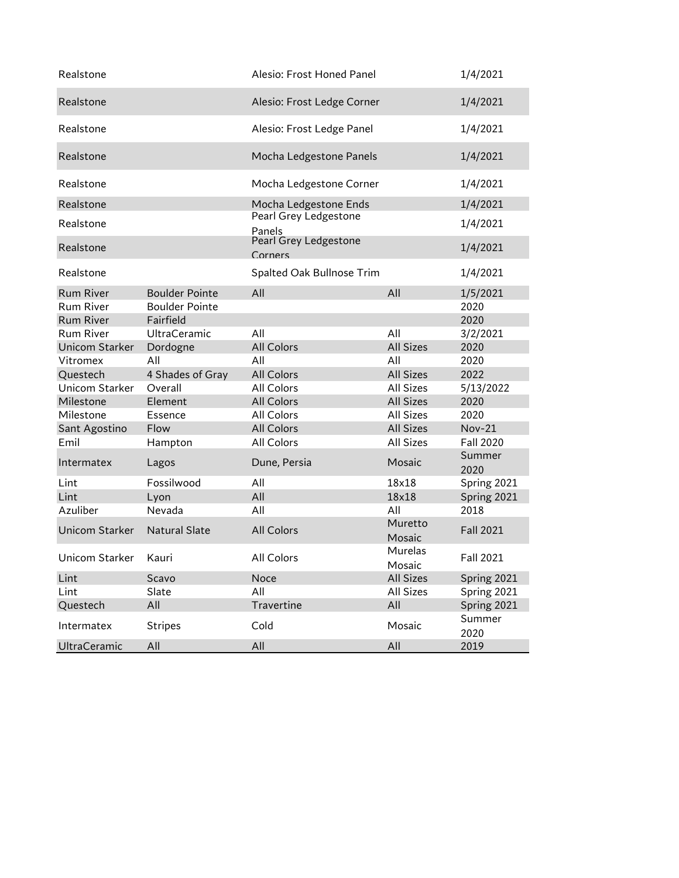| | | | | |
|---|---|---|---|---|
| Realstone | | Alesio: Frost Honed Panel | | 1/4/2021 |
| Realstone | | Alesio: Frost Ledge Corner | | 1/4/2021 |
| Realstone | | Alesio: Frost Ledge Panel | | 1/4/2021 |
| Realstone | | Mocha Ledgestone Panels | | 1/4/2021 |
| Realstone | | Mocha Ledgestone Corner | | 1/4/2021 |
| Realstone | | Mocha Ledgestone Ends | | 1/4/2021 |
| Realstone | | Pearl Grey Ledgestone Panels | | 1/4/2021 |
| Realstone | | Pearl Grey Ledgestone Corners | | 1/4/2021 |
| Realstone | | Spalted Oak Bullnose Trim | | 1/4/2021 |
| Rum River | Boulder Pointe | All | All | 1/5/2021 |
| Rum River | Boulder Pointe | | | 2020 |
| Rum River | Fairfield | | | 2020 |
| Rum River | UltraCeramic | All | All | 3/2/2021 |
| Unicom Starker | Dordogne | All Colors | All Sizes | 2020 |
| Vitromex | All | All | All | 2020 |
| Questech | 4 Shades of Gray | All Colors | All Sizes | 2022 |
| Unicom Starker | Overall | All Colors | All Sizes | 5/13/2022 |
| Milestone | Element | All Colors | All Sizes | 2020 |
| Milestone | Essence | All Colors | All Sizes | 2020 |
| Sant Agostino | Flow | All Colors | All Sizes | Nov-21 |
| Emil | Hampton | All Colors | All Sizes | Fall 2020 |
| Intermatex | Lagos | Dune, Persia | Mosaic | Summer 2020 |
| Lint | Fossilwood | All | 18x18 | Spring 2021 |
| Lint | Lyon | All | 18x18 | Spring 2021 |
| Azuliber | Nevada | All | All | 2018 |
| Unicom Starker | Natural Slate | All Colors | Muretto Mosaic | Fall 2021 |
| Unicom Starker | Kauri | All Colors | Murelas Mosaic | Fall 2021 |
| Lint | Scavo | Noce | All Sizes | Spring 2021 |
| Lint | Slate | All | All Sizes | Spring 2021 |
| Questech | All | Travertine | All | Spring 2021 |
| Intermatex | Stripes | Cold | Mosaic | Summer 2020 |
| UltraCeramic | All | All | All | 2019 |